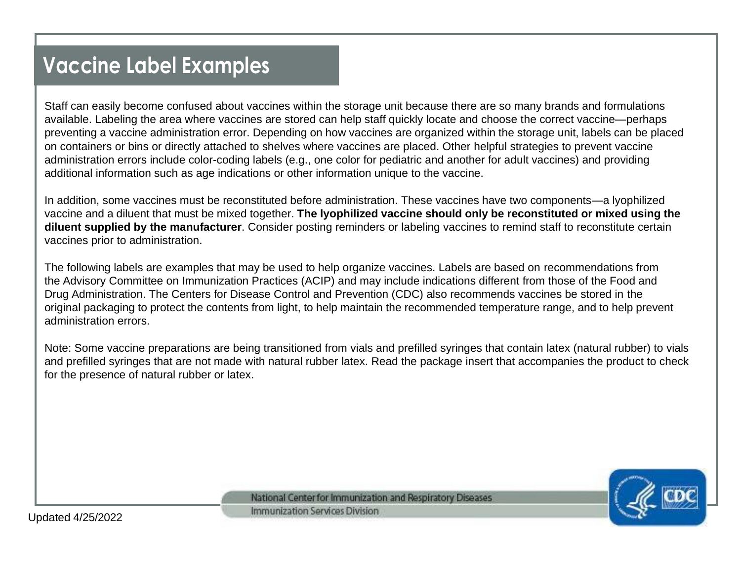# Vaccine Label Examples

Staff can easily become confused about vaccines within the storage unit because there are so many brands and formulations available. Labeling the area where vaccines are stored can help staff quickly locate and choose the correct vaccine—perhaps preventing a vaccine administration error. Depending on how vaccines are organized within the storage unit, labels can be placed on containers or bins or directly attached to shelves where vaccines are placed. Other helpful strategies to prevent vaccine administration errors include color-coding labels (e.g., one color for pediatric and another for adult vaccines) and providing additional information such as age indications or other information unique to the vaccine.

In addition, some vaccines must be reconstituted before administration. These vaccines have two components—a lyophilized vaccine and a diluent that must be mixed together. **The lyophilized vaccine should only be reconstituted or mixed using the diluent supplied by the manufacturer**. Consider posting reminders or labeling vaccines to remind staff to reconstitute certain vaccines prior to administration.

The following labels are examples that may be used to help organize vaccines. Labels are based on recommendations from the Advisory Committee on Immunization Practices (ACIP) and may include indications different from those of the Food and Drug Administration. The Centers for Disease Control and Prevention (CDC) also recommends vaccines be stored in the original packaging to protect the contents from light, to help maintain the recommended temperature range, and to help prevent administration errors.

Note: Some vaccine preparations are being transitioned from vials and prefilled syringes that contain latex (natural rubber) to vials and prefilled syringes that are not made with natural rubber latex. Read the package insert that accompanies the product to check for the presence of natural rubber or latex.

National Center for Immunization and Respiratory Diseases
Immunization Services Division

Updated 4/25/2022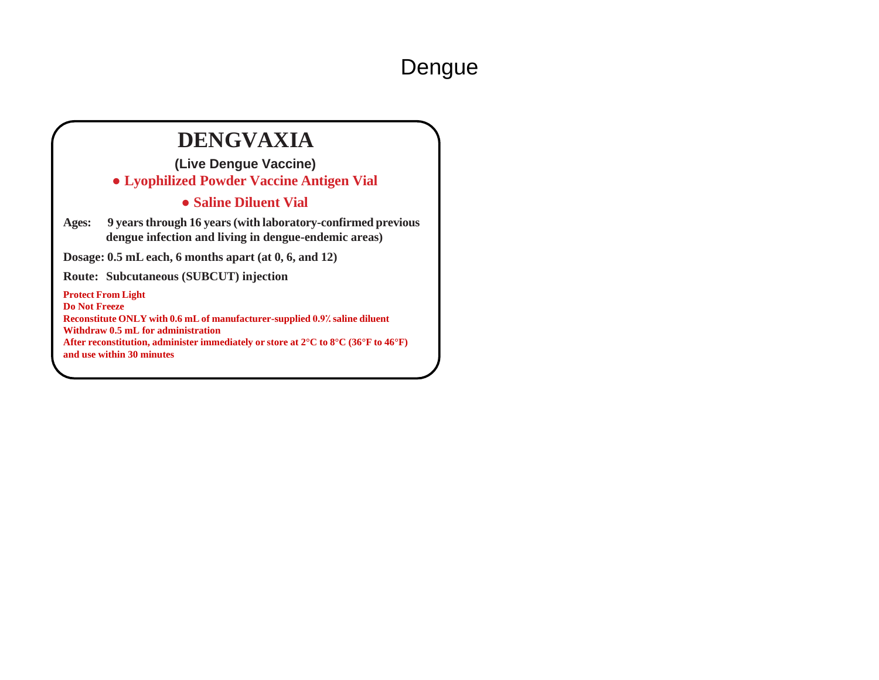# Dengue

## DENGVAXIA

**(Live Dengue Vaccine)**

- **Lyophilized Powder Vaccine Antigen Vial**
- **Saline Diluent Vial**

**Ages:** 9 years through 16 years (with laboratory-confirmed previous dengue infection and living in dengue-endemic areas)

**Dosage:** 0.5 mL each, 6 months apart (at 0, 6, and 12)

**Route:** Subcutaneous (SUBCUT) injection

**Protect From Light**
**Do Not Freeze**
**Reconstitute ONLY with 0.6 mL of manufacturer-supplied 0.9% saline diluent**
**Withdraw 0.5 mL for administration**
**After reconstitution, administer immediately or store at 2°C to 8°C (36°F to 46°F) and use within 30 minutes**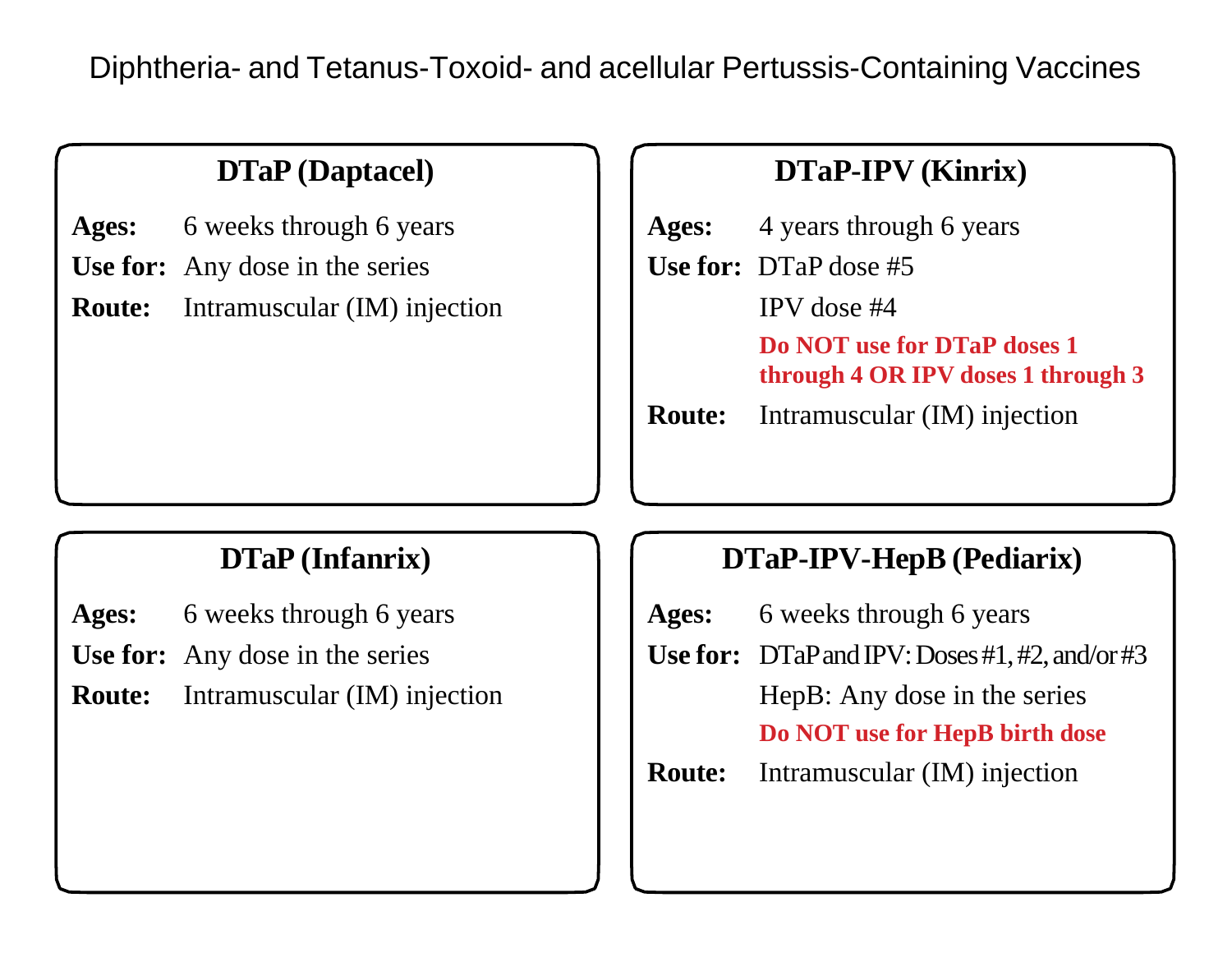# Diphtheria- and Tetanus-Toxoid- and acellular Pertussis-Containing Vaccines

## DTaP (Daptacel)

**Ages:** 6 weeks through 6 years

**Use for:** Any dose in the series

**Route:** Intramuscular (IM) injection

## DTaP-IPV (Kinrix)

**Ages:** 4 years through 6 years

**Use for:** DTaP dose #5

IPV dose #4

**Do NOT use for DTaP doses 1 through 4 OR IPV doses 1 through 3**

**Route:** Intramuscular (IM) injection

## DTaP (Infanrix)

**Ages:** 6 weeks through 6 years

**Use for:** Any dose in the series

**Route:** Intramuscular (IM) injection

## DTaP-IPV-HepB (Pediarix)

**Ages:** 6 weeks through 6 years

**Use for:** DTaP and IPV: Doses #1, #2, and/or #3

HepB: Any dose in the series

**Do NOT use for HepB birth dose**

**Route:** Intramuscular (IM) injection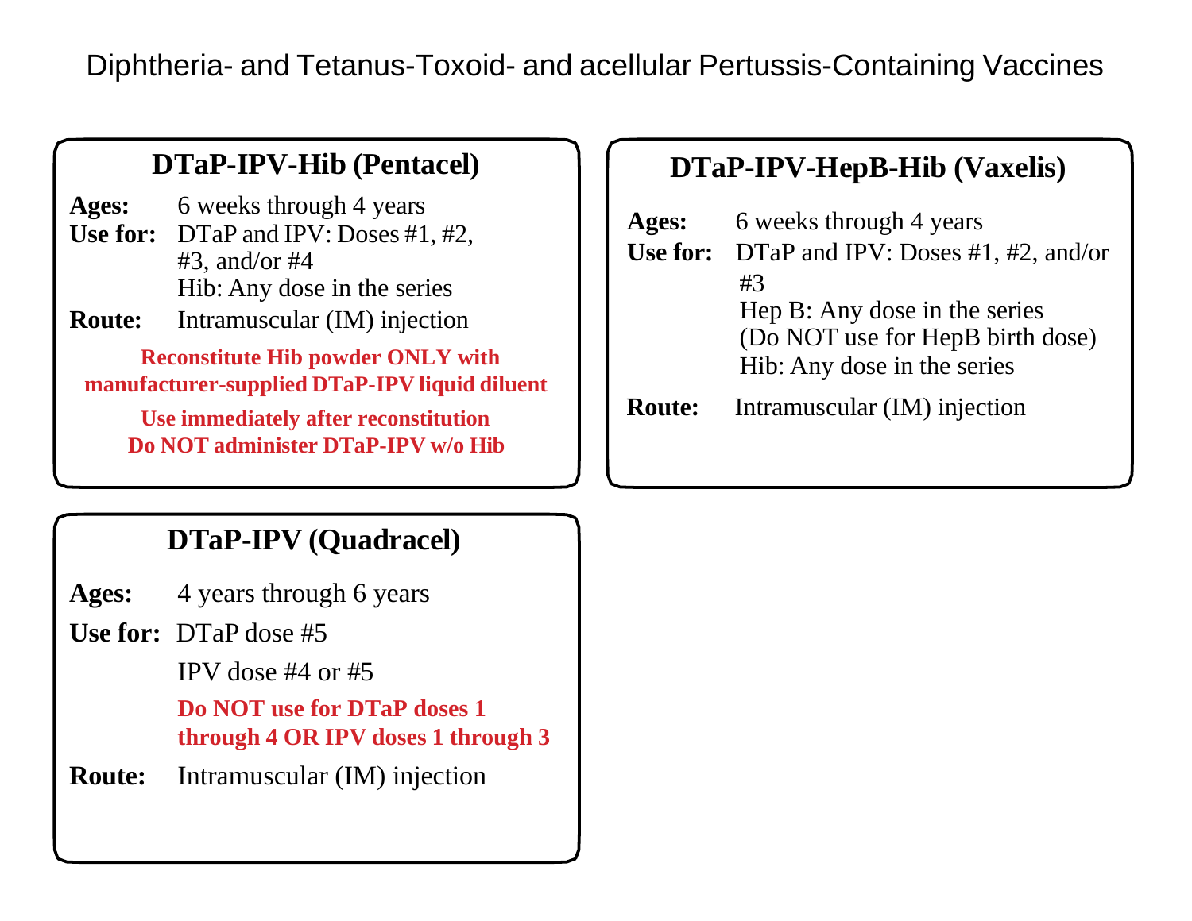# Diphtheria- and Tetanus-Toxoid- and acellular Pertussis-Containing Vaccines

## DTaP-IPV-Hib (Pentacel)

**Ages:** 6 weeks through 4 years

**Use for:** DTaP and IPV: Doses #1, #2, #3, and/or #4
Hib: Any dose in the series

**Route:** Intramuscular (IM) injection

**Reconstitute Hib powder ONLY with manufacturer-supplied DTaP-IPV liquid diluent**

**Use immediately after reconstitution**
**Do NOT administer DTaP-IPV w/o Hib**

## DTaP-IPV-HepB-Hib (Vaxelis)

**Ages:** 6 weeks through 4 years

**Use for:** DTaP and IPV: Doses #1, #2, and/or #3
Hep B: Any dose in the series
(Do NOT use for HepB birth dose)
Hib: Any dose in the series

**Route:** Intramuscular (IM) injection

## DTaP-IPV (Quadracel)

**Ages:** 4 years through 6 years

**Use for:** DTaP dose #5

IPV dose #4 or #5

**Do NOT use for DTaP doses 1 through 4 OR IPV doses 1 through 3**

**Route:** Intramuscular (IM) injection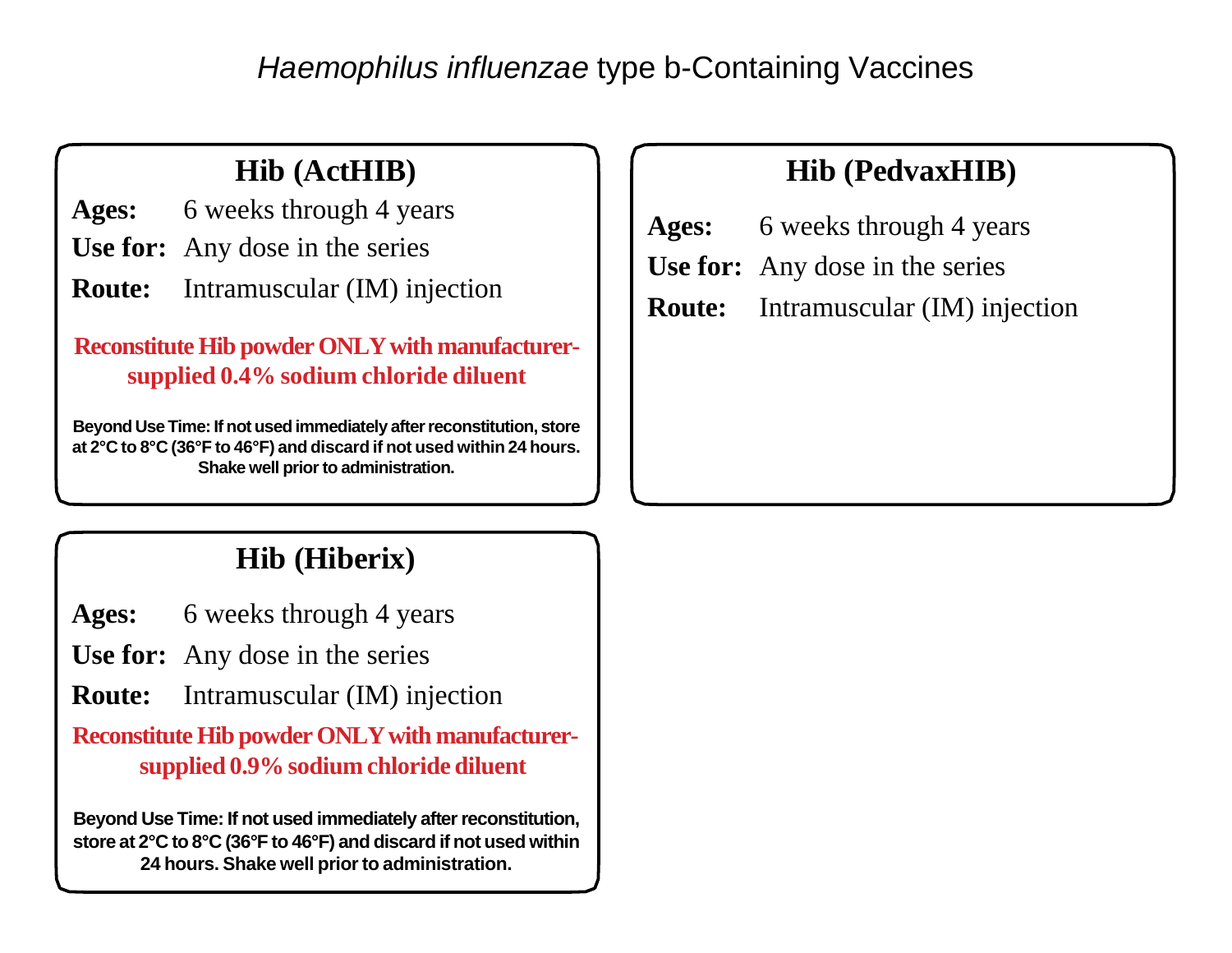# *Haemophilus influenzae* type b-Containing Vaccines

## Hib (ActHIB)

**Ages:** 6 weeks through 4 years

**Use for:** Any dose in the series

**Route:** Intramuscular (IM) injection

**Reconstitute Hib powder ONLY with manufacturer-supplied 0.4% sodium chloride diluent**

**Beyond Use Time: If not used immediately after reconstitution, store at 2°C to 8°C (36°F to 46°F) and discard if not used within 24 hours. Shake well prior to administration.**

## Hib (PedvaxHIB)

**Ages:** 6 weeks through 4 years

**Use for:** Any dose in the series

**Route:** Intramuscular (IM) injection

## Hib (Hiberix)

**Ages:** 6 weeks through 4 years

**Use for:** Any dose in the series

**Route:** Intramuscular (IM) injection

**Reconstitute Hib powder ONLY with manufacturer-supplied 0.9% sodium chloride diluent**

**Beyond Use Time: If not used immediately after reconstitution, store at 2°C to 8°C (36°F to 46°F) and discard if not used within 24 hours. Shake well prior to administration.**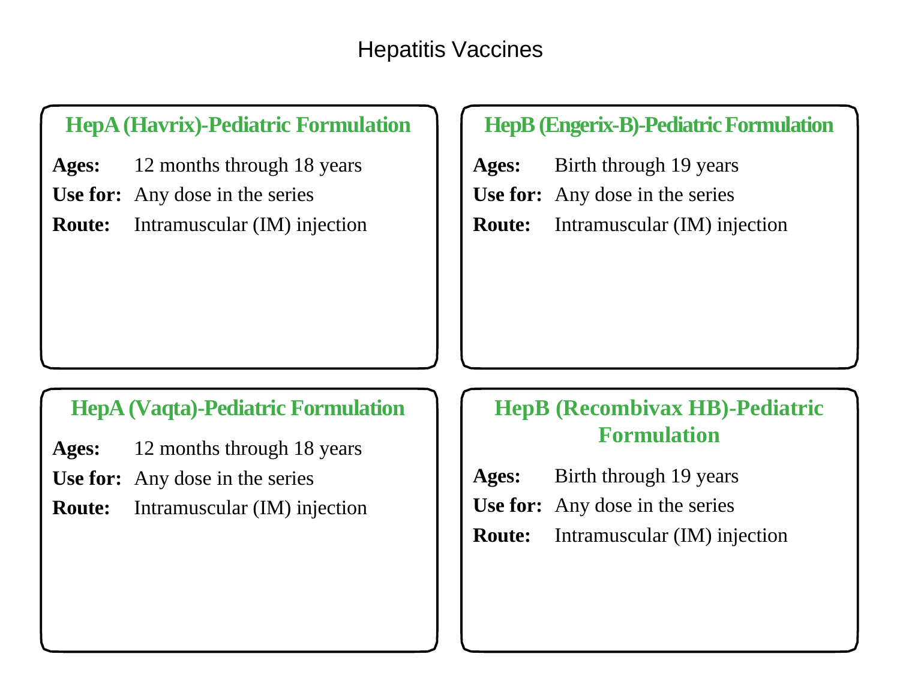# Hepatitis Vaccines

### HepA (Havrix)-Pediatric Formulation

**Ages:** 12 months through 18 years

**Use for:** Any dose in the series

**Route:** Intramuscular (IM) injection

### HepB (Engerix-B)-Pediatric Formulation

**Ages:** Birth through 19 years

**Use for:** Any dose in the series

**Route:** Intramuscular (IM) injection

### HepA (Vaqta)-Pediatric Formulation

**Ages:** 12 months through 18 years

**Use for:** Any dose in the series

**Route:** Intramuscular (IM) injection

### HepB (Recombivax HB)-Pediatric Formulation

**Ages:** Birth through 19 years

**Use for:** Any dose in the series

**Route:** Intramuscular (IM) injection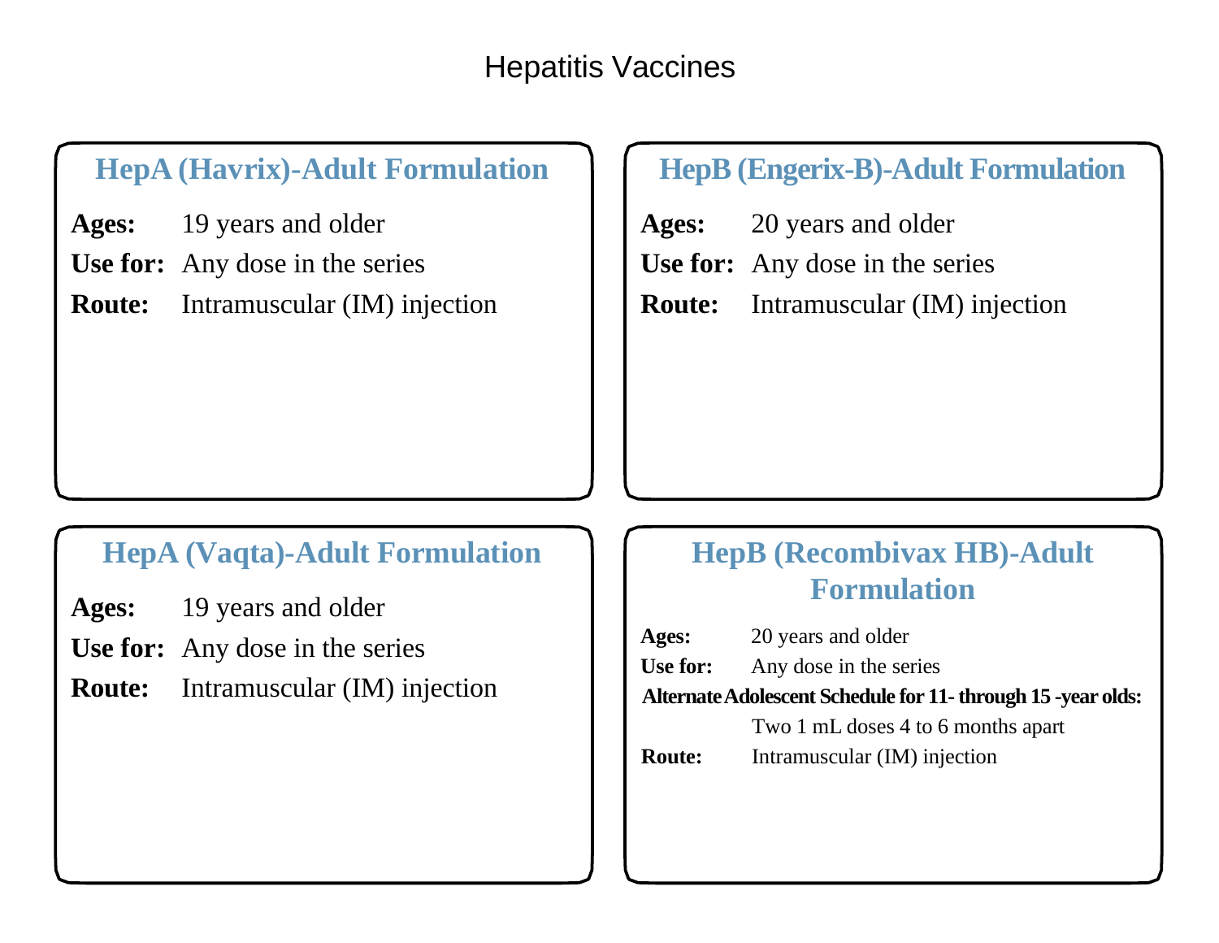# Hepatitis Vaccines

## HepA (Havrix)-Adult Formulation

**Ages:** 19 years and older

**Use for:** Any dose in the series

**Route:** Intramuscular (IM) injection

## HepB (Engerix-B)-Adult Formulation

**Ages:** 20 years and older

**Use for:** Any dose in the series

**Route:** Intramuscular (IM) injection

## HepA (Vaqta)-Adult Formulation

**Ages:** 19 years and older

**Use for:** Any dose in the series

**Route:** Intramuscular (IM) injection

## HepB (Recombivax HB)-Adult Formulation

**Ages:** 20 years and older

**Use for:** Any dose in the series

**Alternate Adolescent Schedule for 11- through 15 -year olds:**

Two 1 mL doses 4 to 6 months apart

**Route:** Intramuscular (IM) injection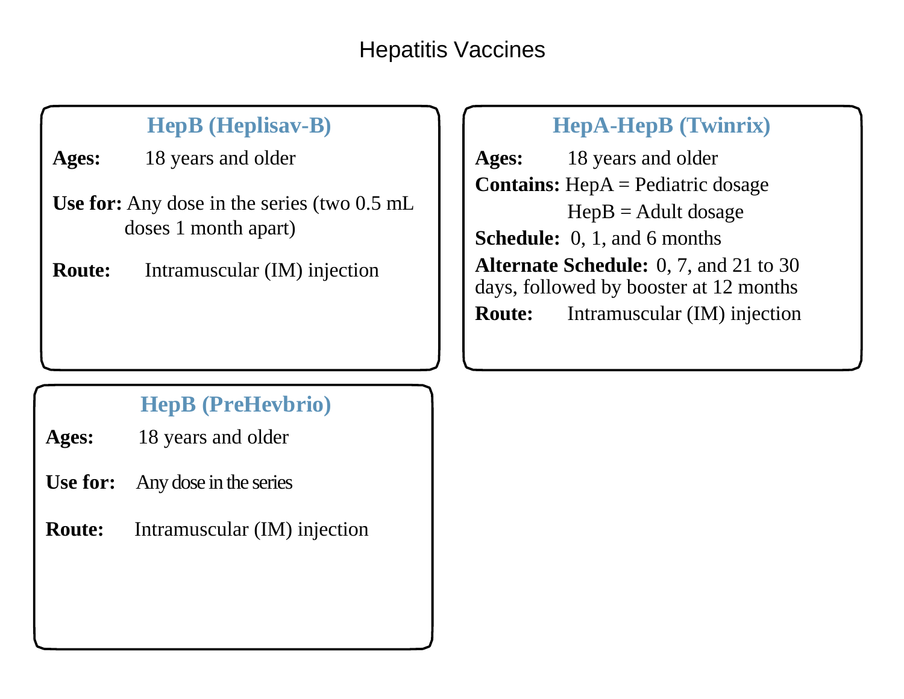# Hepatitis Vaccines

## HepB (Heplisav-B)

**Ages:** 18 years and older

**Use for:** Any dose in the series (two 0.5 mL doses 1 month apart)

**Route:** Intramuscular (IM) injection

## HepA-HepB (Twinrix)

**Ages:** 18 years and older

**Contains:** HepA = Pediatric dosage
HepB = Adult dosage

**Schedule:** 0, 1, and 6 months

**Alternate Schedule:** 0, 7, and 21 to 30 days, followed by booster at 12 months

**Route:** Intramuscular (IM) injection

## HepB (PreHevbrio)

**Ages:** 18 years and older

**Use for:** Any dose in the series

**Route:** Intramuscular (IM) injection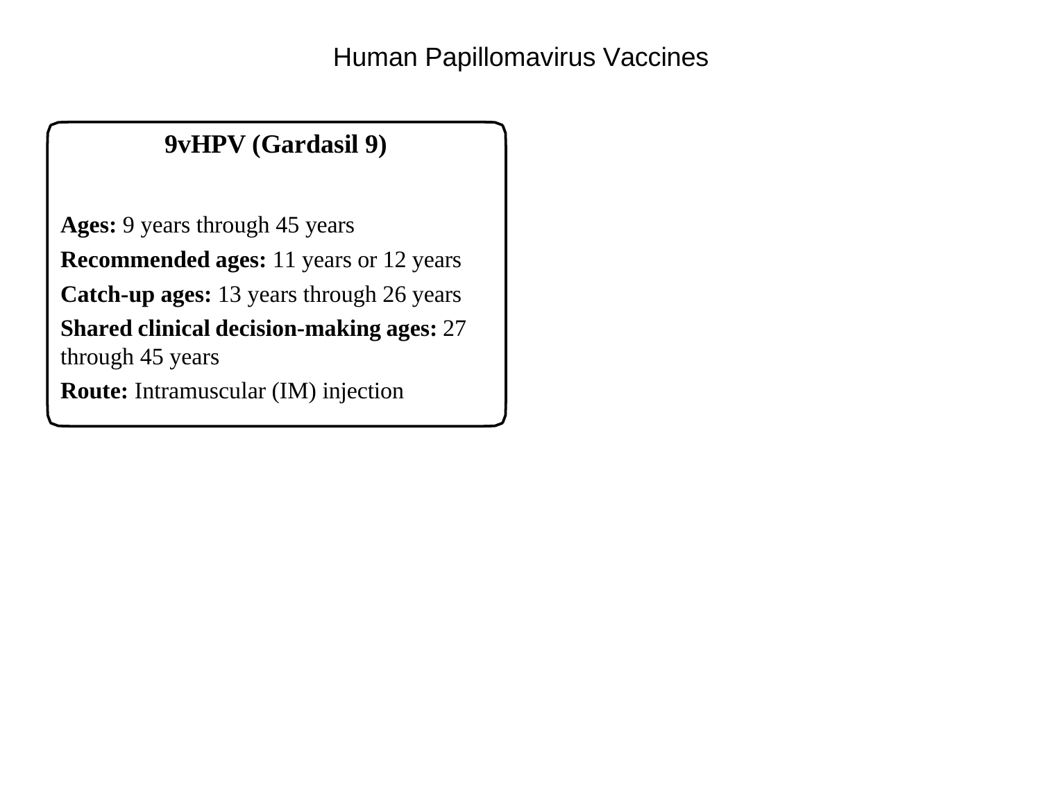# Human Papillomavirus Vaccines

## 9vHPV (Gardasil 9)

**Ages:** 9 years through 45 years

**Recommended ages:** 11 years or 12 years

**Catch-up ages:** 13 years through 26 years

**Shared clinical decision-making ages:** 27 through 45 years

**Route:** Intramuscular (IM) injection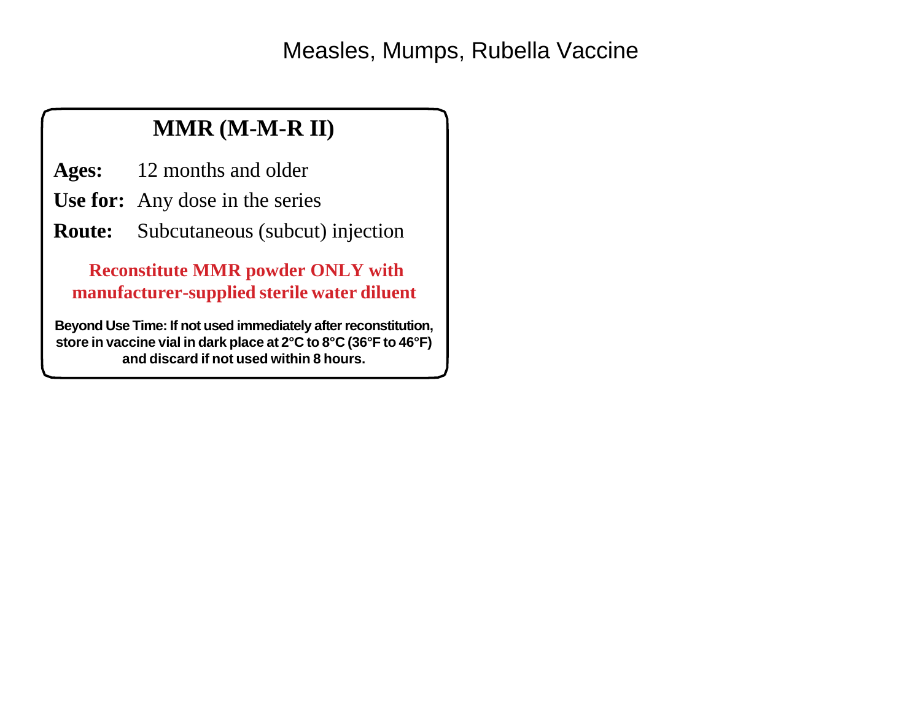# Measles, Mumps, Rubella Vaccine

## MMR (M-M-R II)

**Ages:** 12 months and older

**Use for:** Any dose in the series

**Route:** Subcutaneous (subcut) injection

**Reconstitute MMR powder ONLY with manufacturer-supplied sterile water diluent**

**Beyond Use Time: If not used immediately after reconstitution, store in vaccine vial in dark place at 2°C to 8°C (36°F to 46°F) and discard if not used within 8 hours.**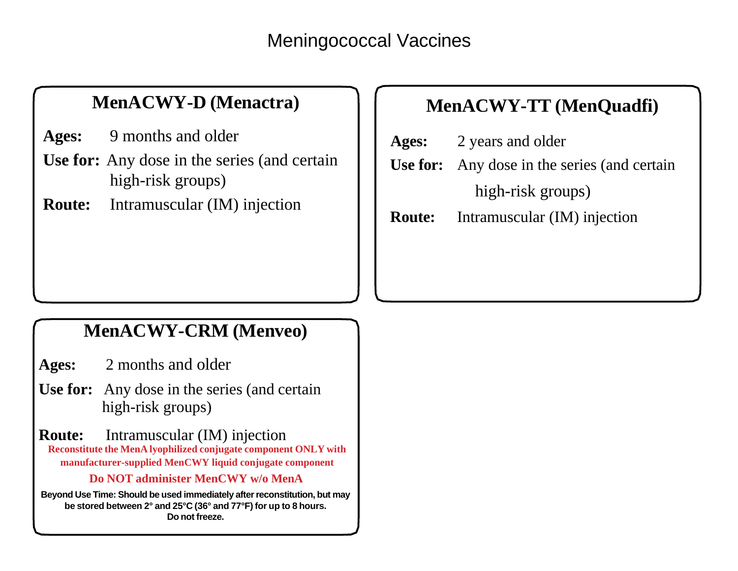# Meningococcal Vaccines

## MenACWY-D (Menactra)

**Ages:** 9 months and older

**Use for:** Any dose in the series (and certain high-risk groups)

**Route:** Intramuscular (IM) injection

## MenACWY-TT (MenQuadfi)

**Ages:** 2 years and older

**Use for:** Any dose in the series (and certain high-risk groups)

**Route:** Intramuscular (IM) injection

## MenACWY-CRM (Menveo)

**Ages:** 2 months and older

**Use for:** Any dose in the series (and certain high-risk groups)

**Route:** Intramuscular (IM) injection

**Reconstitute the MenA lyophilized conjugate component ONLY with manufacturer-supplied MenCWY liquid conjugate component**

**Do NOT administer MenCWY w/o MenA**

**Beyond Use Time: Should be used immediately after reconstitution, but may be stored between 2° and 25°C (36° and 77°F) for up to 8 hours. Do not freeze.**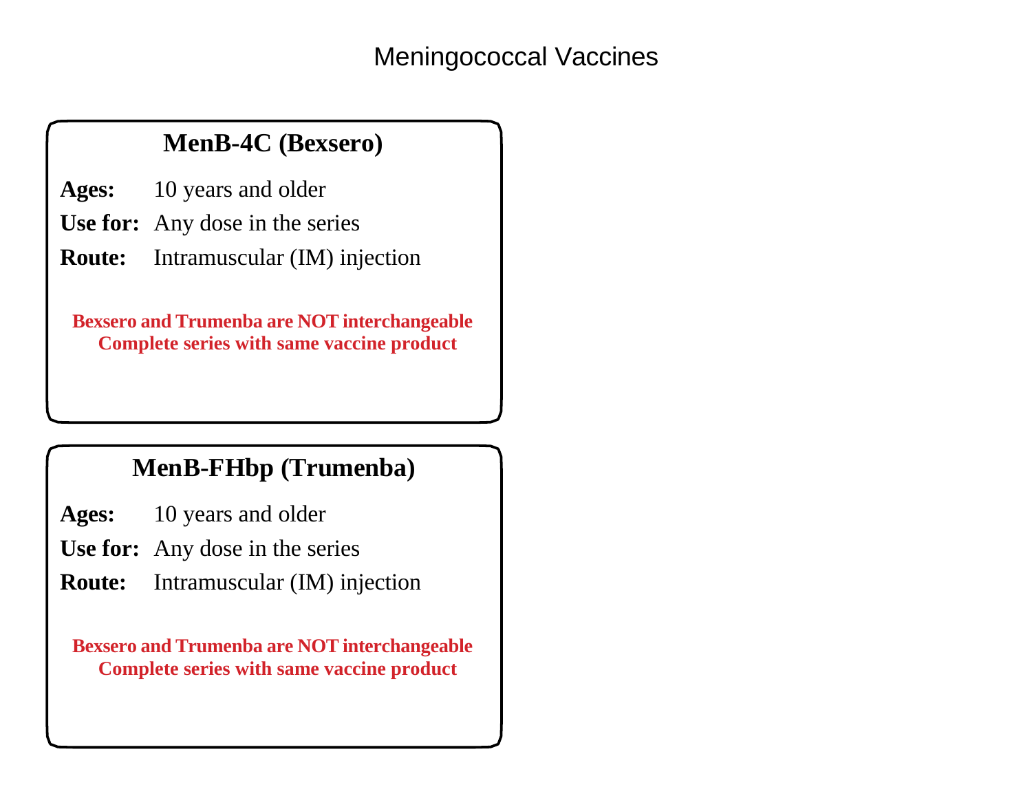# Meningococcal Vaccines

## MenB-4C (Bexsero)

**Ages:** 10 years and older

**Use for:** Any dose in the series

**Route:** Intramuscular (IM) injection

**Bexsero and Trumenba are NOT interchangeable**
**Complete series with same vaccine product**

## MenB-FHbp (Trumenba)

**Ages:** 10 years and older

**Use for:** Any dose in the series

**Route:** Intramuscular (IM) injection

**Bexsero and Trumenba are NOT interchangeable**
**Complete series with same vaccine product**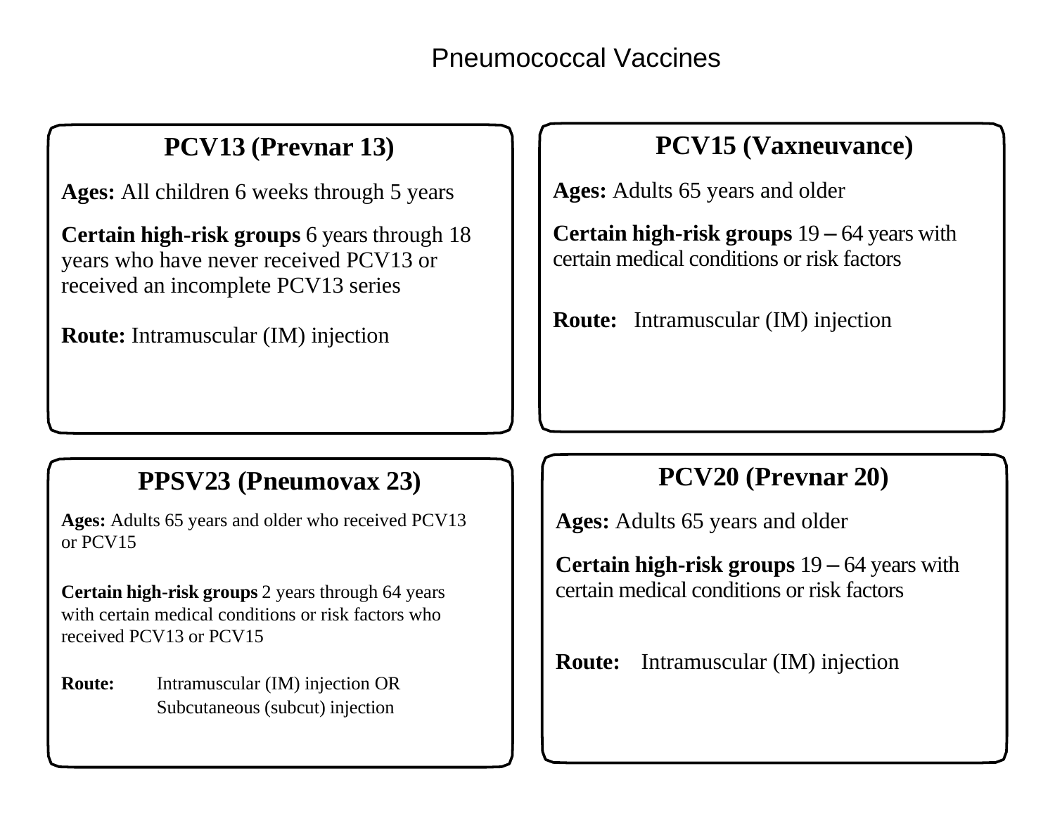# Pneumococcal Vaccines

## PCV13 (Prevnar 13)

**Ages:** All children 6 weeks through 5 years

**Certain high-risk groups** 6 years through 18 years who have never received PCV13 or received an incomplete PCV13 series

**Route:** Intramuscular (IM) injection

## PCV15 (Vaxneuvance)

**Ages:** Adults 65 years and older

**Certain high-risk groups** 19 – 64 years with certain medical conditions or risk factors

**Route:** Intramuscular (IM) injection

## PPSV23 (Pneumovax 23)

**Ages:** Adults 65 years and older who received PCV13 or PCV15

**Certain high-risk groups** 2 years through 64 years with certain medical conditions or risk factors who received PCV13 or PCV15

**Route:** Intramuscular (IM) injection OR Subcutaneous (subcut) injection

## PCV20 (Prevnar 20)

**Ages:** Adults 65 years and older

**Certain high-risk groups** 19 – 64 years with certain medical conditions or risk factors

**Route:** Intramuscular (IM) injection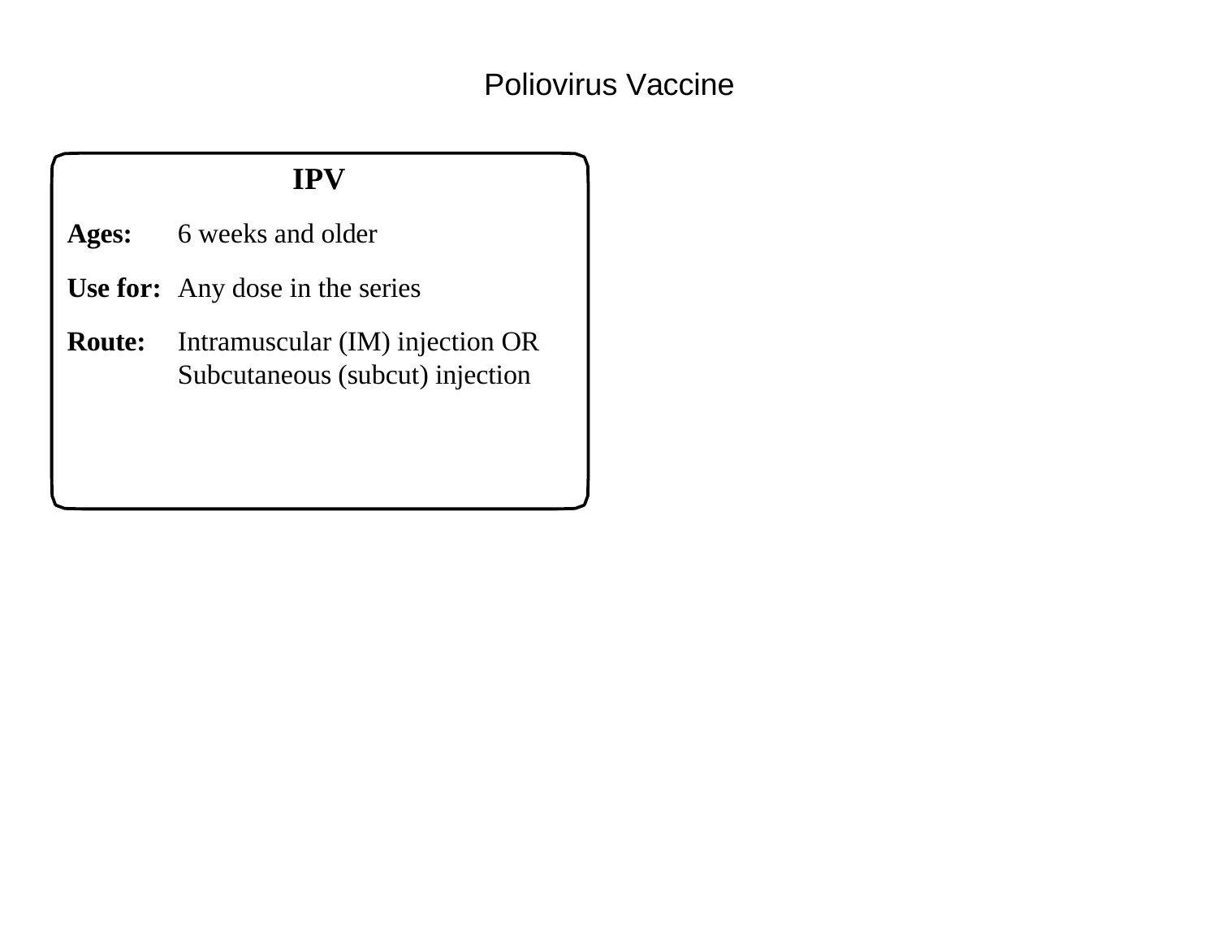# Poliovirus Vaccine

## IPV

**Ages:** 6 weeks and older

**Use for:** Any dose in the series

**Route:** Intramuscular (IM) injection OR Subcutaneous (subcut) injection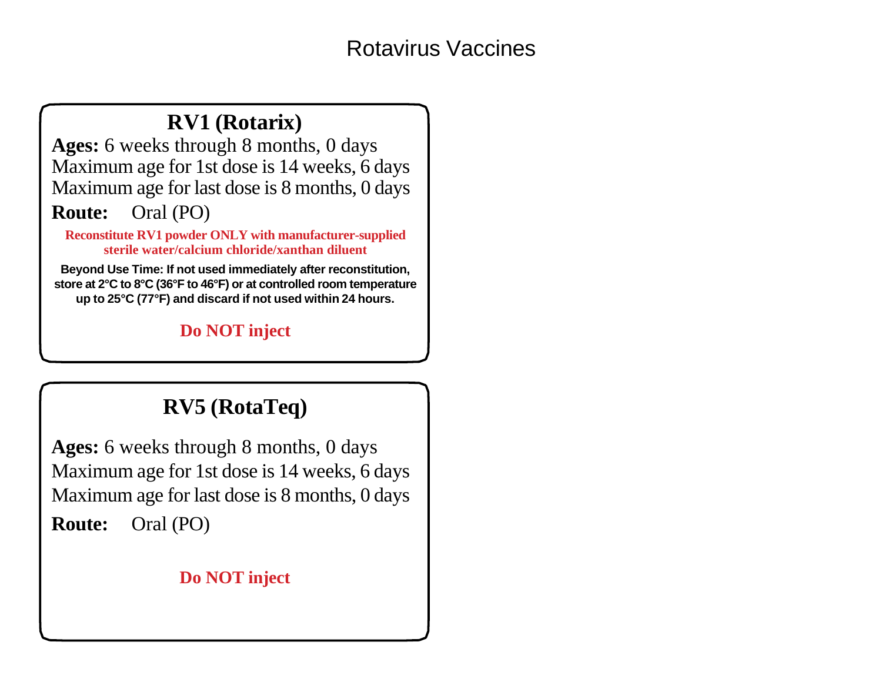# Rotavirus Vaccines

## RV1 (Rotarix)

**Ages:** 6 weeks through 8 months, 0 days
Maximum age for 1st dose is 14 weeks, 6 days
Maximum age for last dose is 8 months, 0 days

**Route:** Oral (PO)

**Reconstitute RV1 powder ONLY with manufacturer-supplied sterile water/calcium chloride/xanthan diluent**

**Beyond Use Time: If not used immediately after reconstitution, store at 2°C to 8°C (36°F to 46°F) or at controlled room temperature up to 25°C (77°F) and discard if not used within 24 hours.**

**Do NOT inject**

## RV5 (RotaTeq)

**Ages:** 6 weeks through 8 months, 0 days
Maximum age for 1st dose is 14 weeks, 6 days
Maximum age for last dose is 8 months, 0 days

**Route:** Oral (PO)

**Do NOT inject**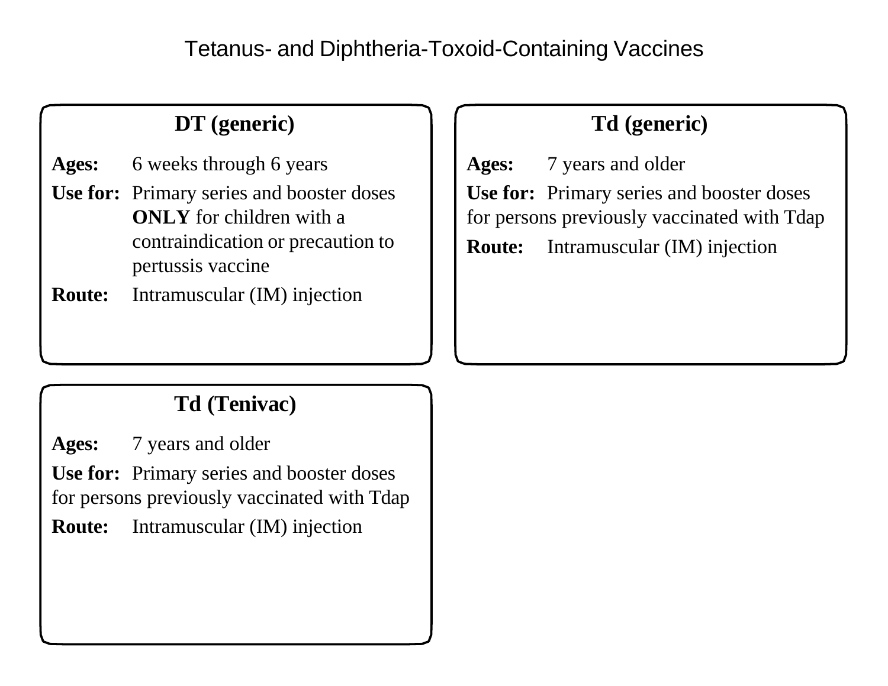# Tetanus- and Diphtheria-Toxoid-Containing Vaccines

## DT (generic)

**Ages:** 6 weeks through 6 years

**Use for:** Primary series and booster doses **ONLY** for children with a contraindication or precaution to pertussis vaccine

**Route:** Intramuscular (IM) injection

## Td (generic)

**Ages:** 7 years and older

**Use for:** Primary series and booster doses for persons previously vaccinated with Tdap

**Route:** Intramuscular (IM) injection

## Td (Tenivac)

**Ages:** 7 years and older

**Use for:** Primary series and booster doses for persons previously vaccinated with Tdap

**Route:** Intramuscular (IM) injection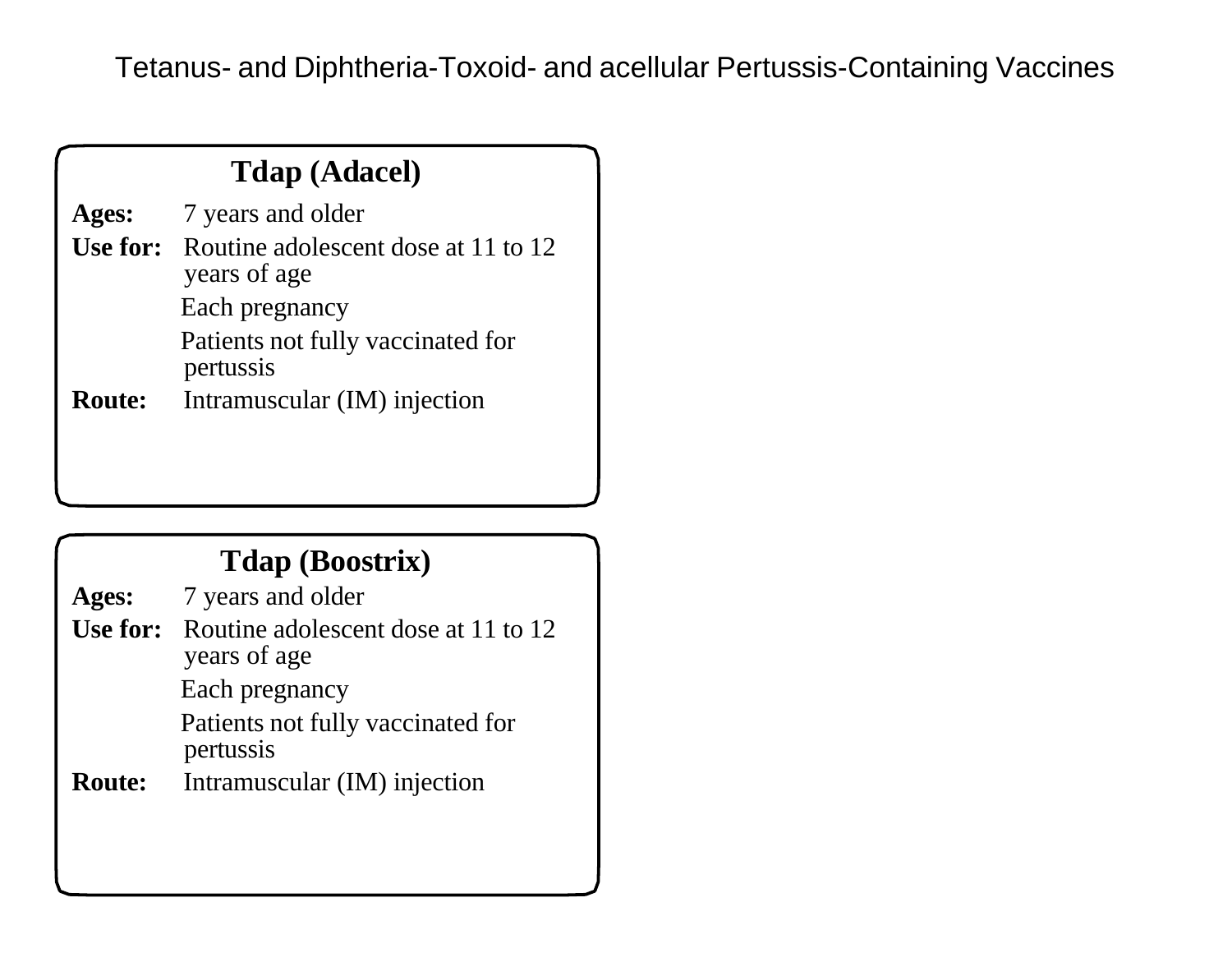# Tetanus- and Diphtheria-Toxoid- and acellular Pertussis-Containing Vaccines

## Tdap (Adacel)

**Ages:** 7 years and older

**Use for:** Routine adolescent dose at 11 to 12 years of age

Each pregnancy

Patients not fully vaccinated for pertussis

**Route:** Intramuscular (IM) injection

## Tdap (Boostrix)

**Ages:** 7 years and older

**Use for:** Routine adolescent dose at 11 to 12 years of age

Each pregnancy

Patients not fully vaccinated for pertussis

**Route:** Intramuscular (IM) injection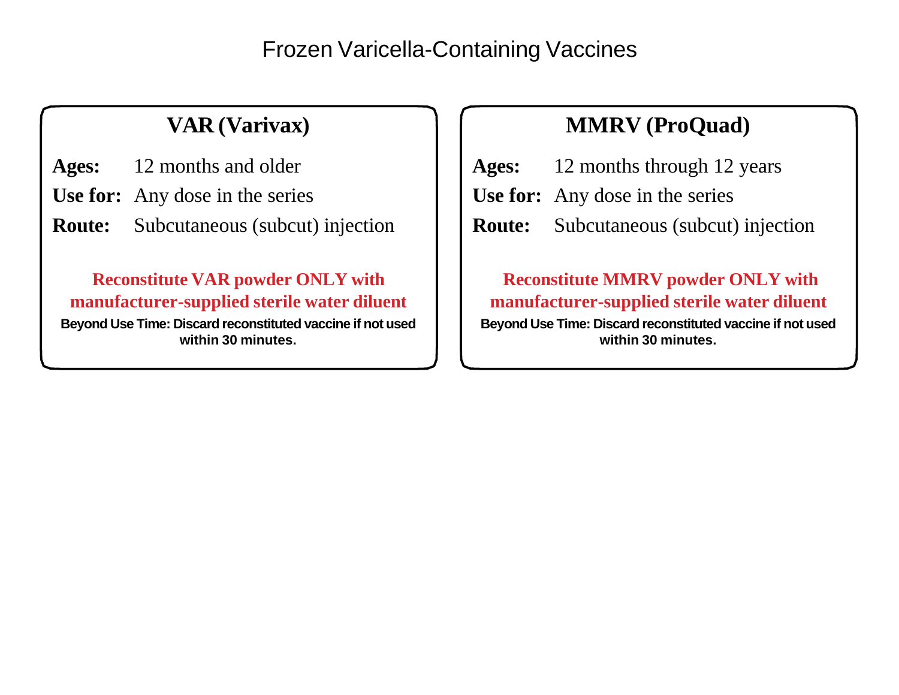# Frozen Varicella-Containing Vaccines

## VAR (Varivax)

**Ages:** 12 months and older

**Use for:** Any dose in the series

**Route:** Subcutaneous (subcut) injection

**Reconstitute VAR powder ONLY with manufacturer-supplied sterile water diluent**

**Beyond Use Time: Discard reconstituted vaccine if not used within 30 minutes.**

## MMRV (ProQuad)

**Ages:** 12 months through 12 years

**Use for:** Any dose in the series

**Route:** Subcutaneous (subcut) injection

**Reconstitute MMRV powder ONLY with manufacturer-supplied sterile water diluent**

**Beyond Use Time: Discard reconstituted vaccine if not used within 30 minutes.**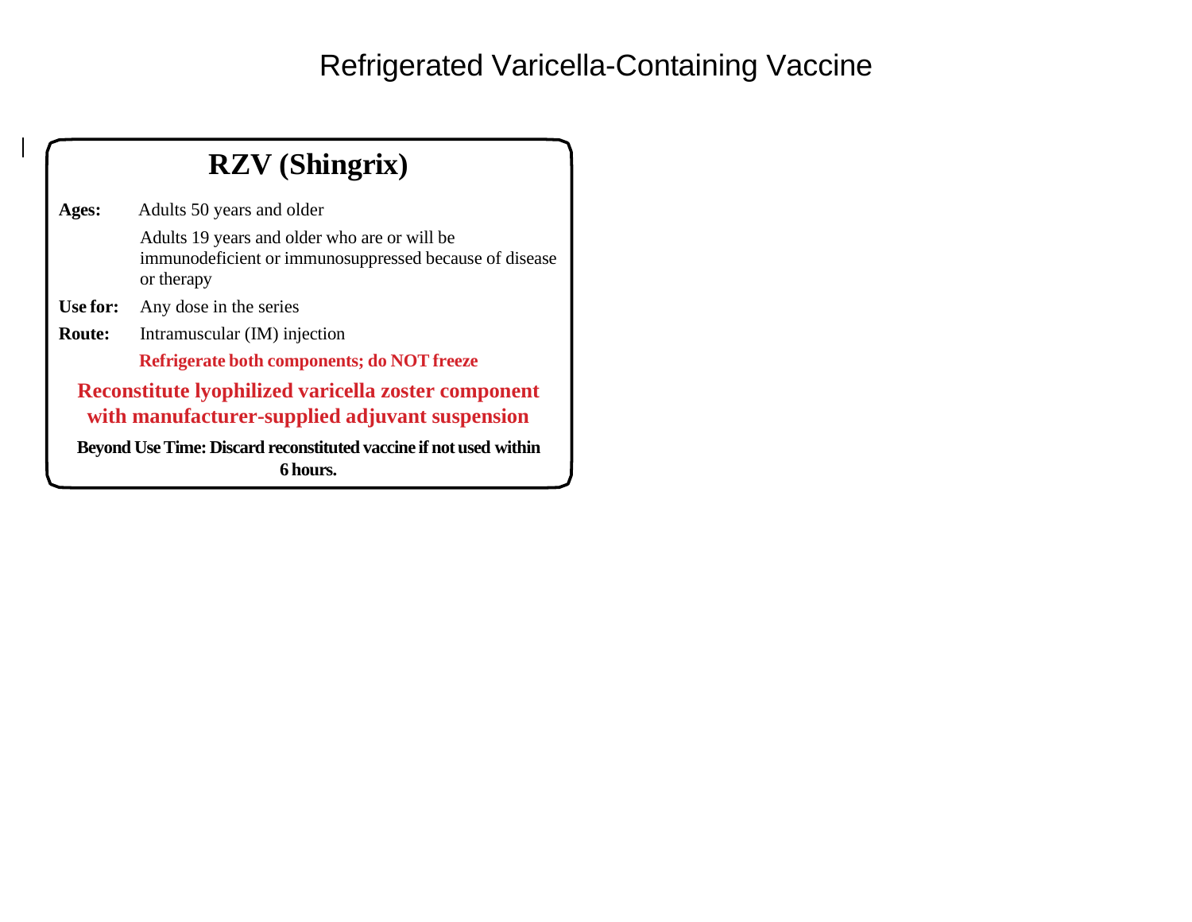# Refrigerated Varicella-Containing Vaccine

## RZV (Shingrix)

**Ages:** Adults 50 years and older

Adults 19 years and older who are or will be immunodeficient or immunosuppressed because of disease or therapy

**Use for:** Any dose in the series

**Route:** Intramuscular (IM) injection

**Refrigerate both components; do NOT freeze**

**Reconstitute lyophilized varicella zoster component with manufacturer-supplied adjuvant suspension**

**Beyond Use Time: Discard reconstituted vaccine if not used within 6 hours.**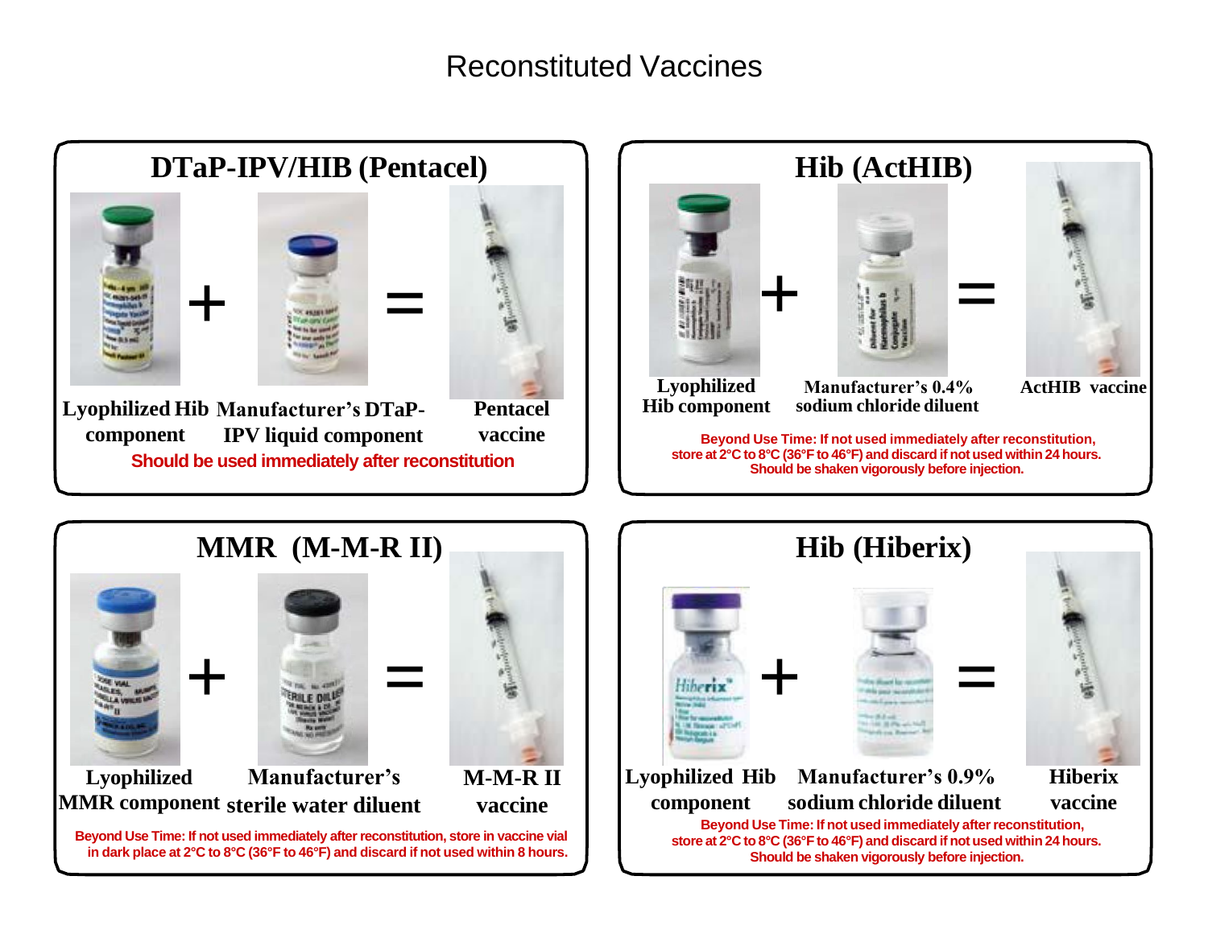# Reconstituted Vaccines

## DTaP-IPV/HIB (Pentacel)

Lyophilized Hib component + Manufacturer's DTaP-IPV liquid component = Pentacel vaccine

**Should be used immediately after reconstitution**

## Hib (ActHIB)

Lyophilized Hib component + Manufacturer's 0.4% sodium chloride diluent = ActHIB vaccine

**Beyond Use Time: If not used immediately after reconstitution, store at 2°C to 8°C (36°F to 46°F) and discard if not used within 24 hours. Should be shaken vigorously before injection.**

## MMR (M-M-R II)

Lyophilized MMR component + Manufacturer's sterile water diluent = M-M-R II vaccine

**Beyond Use Time: If not used immediately after reconstitution, store in vaccine vial in dark place at 2°C to 8°C (36°F to 46°F) and discard if not used within 8 hours.**

## Hib (Hiberix)

Lyophilized Hib component + Manufacturer's 0.9% sodium chloride diluent = Hiberix vaccine

**Beyond Use Time: If not used immediately after reconstitution, store at 2°C to 8°C (36°F to 46°F) and discard if not used within 24 hours. Should be shaken vigorously before injection.**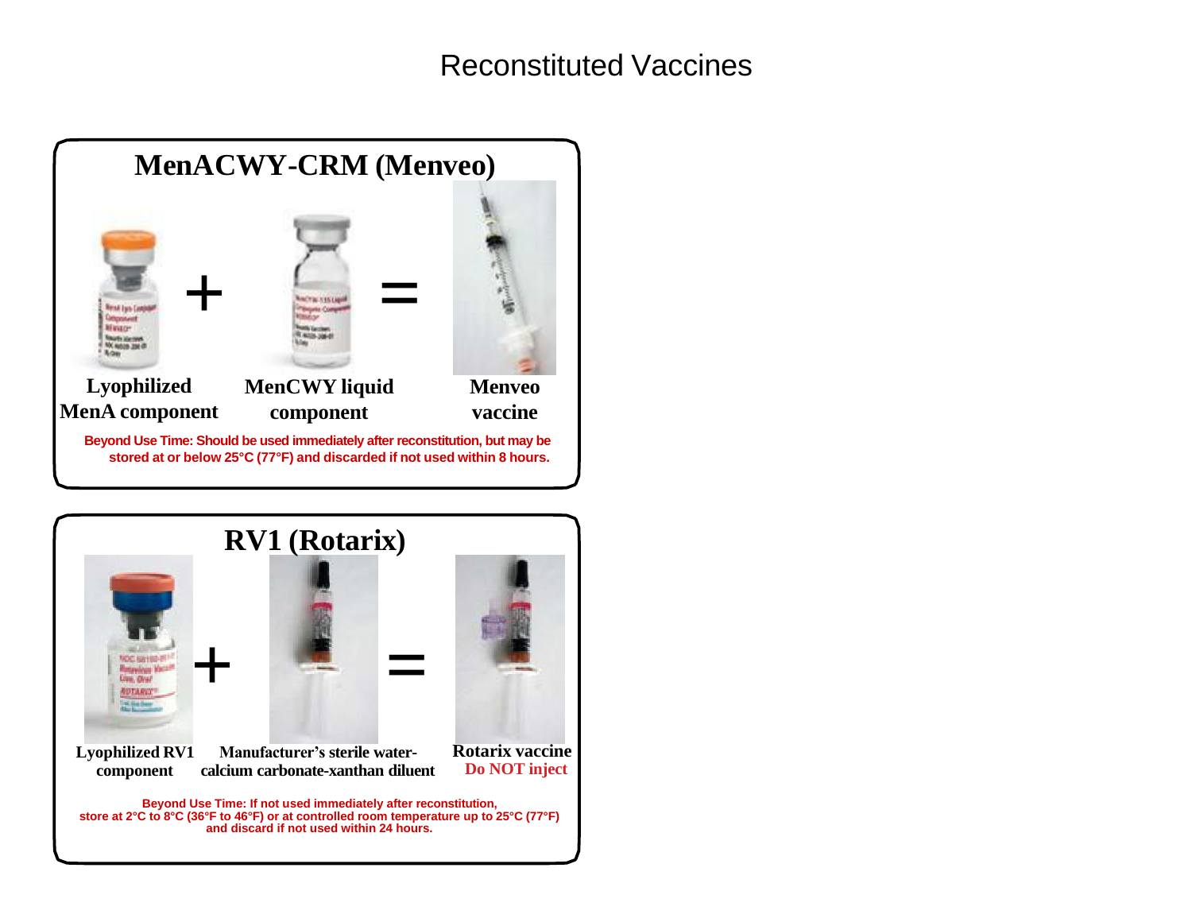# Reconstituted Vaccines

## MenACWY-CRM (Menveo)

Lyophilized MenA component + MenCWY liquid component = Menveo vaccine

**Beyond Use Time: Should be used immediately after reconstitution, but may be stored at or below 25°C (77°F) and discarded if not used within 8 hours.**

## RV1 (Rotarix)

Lyophilized RV1 component + Manufacturer's sterile water-calcium carbonate-xanthan diluent = Rotarix vaccine

**Do NOT inject**

**Beyond Use Time: If not used immediately after reconstitution, store at 2°C to 8°C (36°F to 46°F) or at controlled room temperature up to 25°C (77°F) and discard if not used within 24 hours.**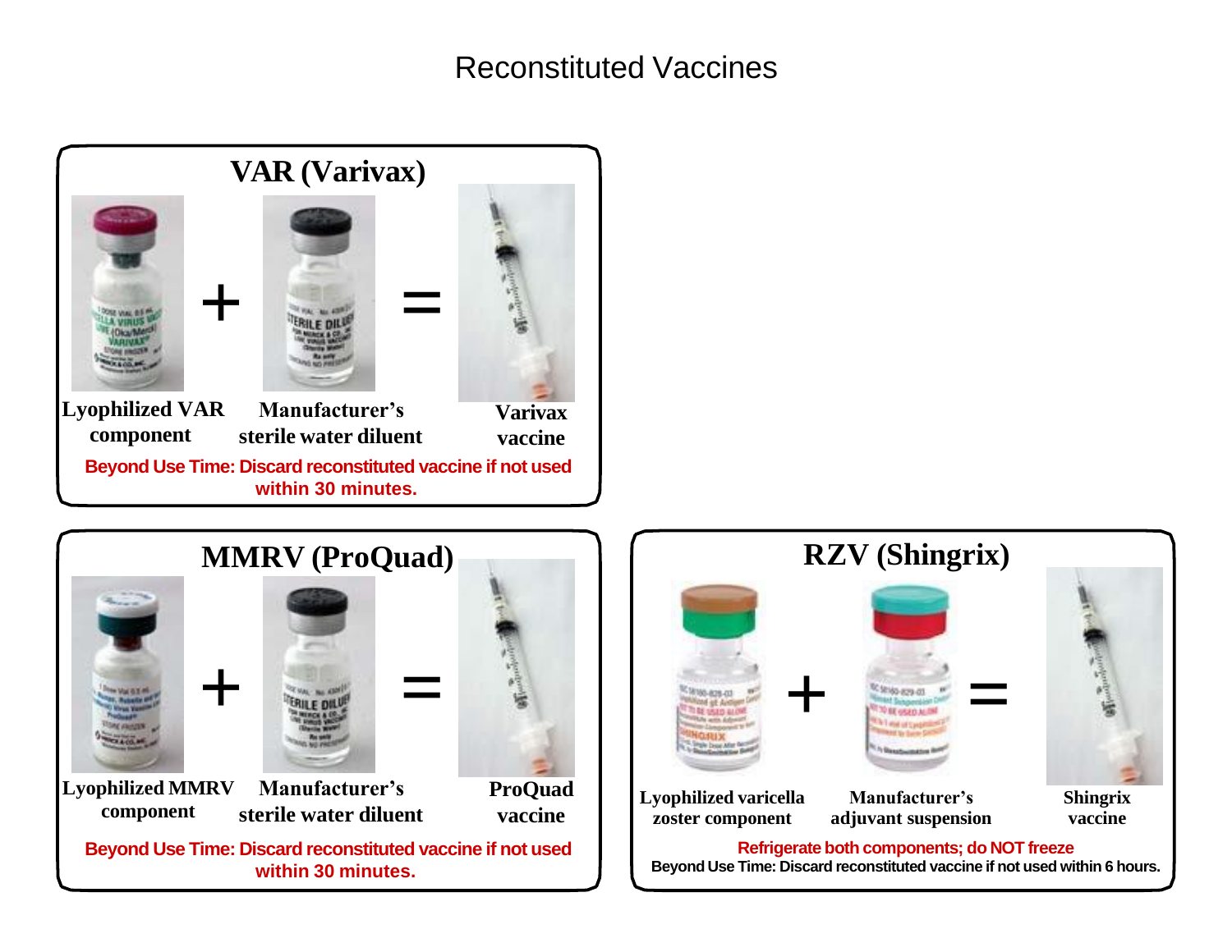# Reconstituted Vaccines

## VAR (Varivax)

Lyophilized VAR component + Manufacturer's sterile water diluent = Varivax vaccine

**Beyond Use Time: Discard reconstituted vaccine if not used within 30 minutes.**

## MMRV (ProQuad)

Lyophilized MMRV component + Manufacturer's sterile water diluent = ProQuad vaccine

**Beyond Use Time: Discard reconstituted vaccine if not used within 30 minutes.**

## RZV (Shingrix)

Lyophilized varicella zoster component + Manufacturer's adjuvant suspension = Shingrix vaccine

**Refrigerate both components; do NOT freeze**

**Beyond Use Time: Discard reconstituted vaccine if not used within 6 hours.**